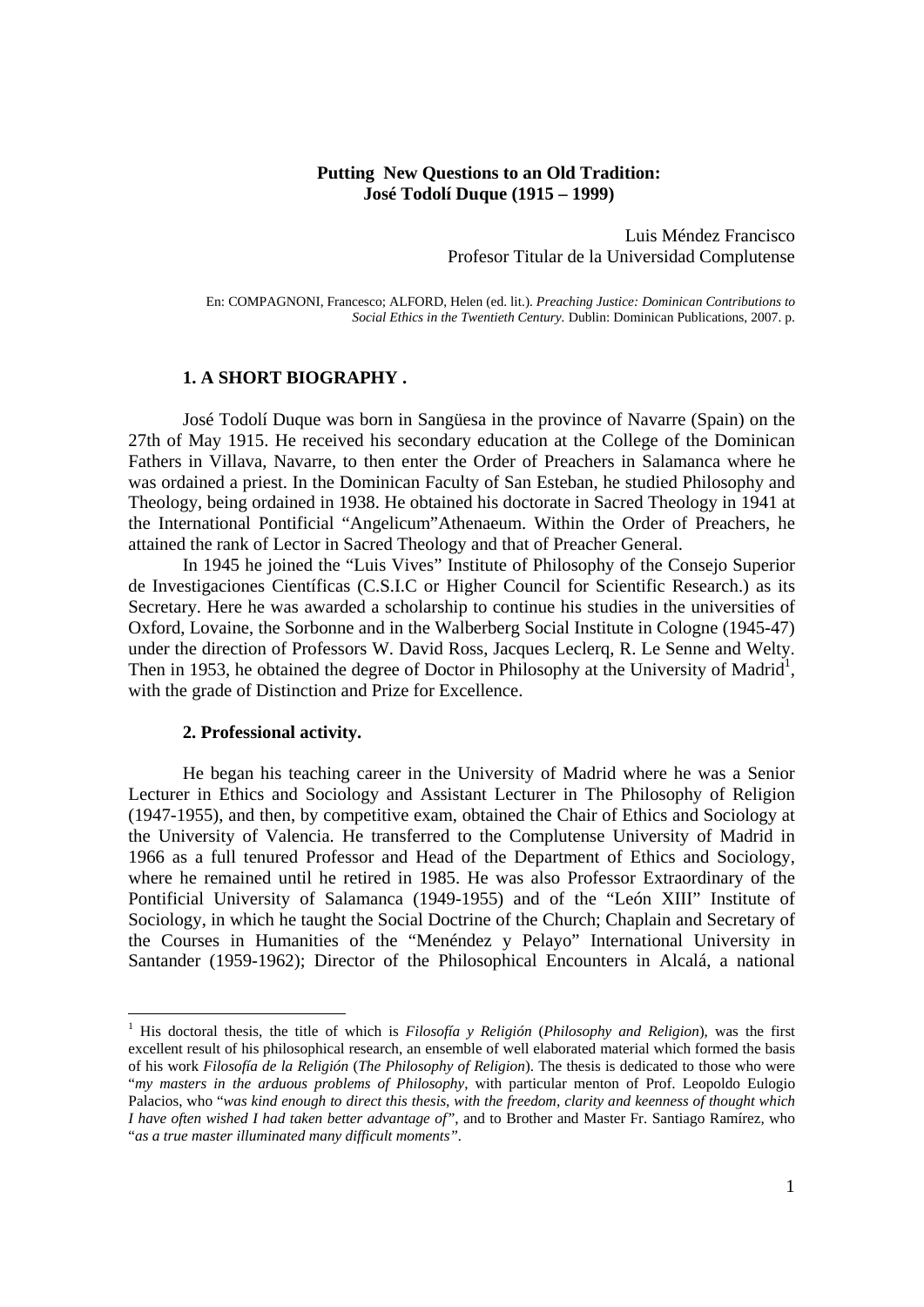**Putting New Questions to an Old Tradition:**
**José Todolí Duque (1915 – 1999)**

Luis Méndez Francisco
Profesor Titular de la Universidad Complutense

En: COMPAGNONI, Francesco; ALFORD, Helen (ed. lit.). *Preaching Justice: Dominican Contributions to Social Ethics in the Twentieth Century.* Dublin: Dominican Publications, 2007. p.

## 1. A SHORT BIOGRAPHY .

José Todolí Duque was born in Sangüesa in the province of Navarre (Spain) on the 27th of May 1915. He received his secondary education at the College of the Dominican Fathers in Villava, Navarre, to then enter the Order of Preachers in Salamanca where he was ordained a priest. In the Dominican Faculty of San Esteban, he studied Philosophy and Theology, being ordained in 1938. He obtained his doctorate in Sacred Theology in 1941 at the International Pontificial "Angelicum"Athenaeum. Within the Order of Preachers, he attained the rank of Lector in Sacred Theology and that of Preacher General.

In 1945 he joined the "Luis Vives" Institute of Philosophy of the Consejo Superior de Investigaciones Científicas (C.S.I.C or Higher Council for Scientific Research.) as its Secretary. Here he was awarded a scholarship to continue his studies in the universities of Oxford, Lovaine, the Sorbonne and in the Walberberg Social Institute in Cologne (1945-47) under the direction of Professors W. David Ross, Jacques Leclerq, R. Le Senne and Welty. Then in 1953, he obtained the degree of Doctor in Philosophy at the University of Madrid[1], with the grade of Distinction and Prize for Excellence.

## 2. Professional activity.

He began his teaching career in the University of Madrid where he was a Senior Lecturer in Ethics and Sociology and Assistant Lecturer in The Philosophy of Religion (1947-1955), and then, by competitive exam, obtained the Chair of Ethics and Sociology at the University of Valencia. He transferred to the Complutense University of Madrid in 1966 as a full tenured Professor and Head of the Department of Ethics and Sociology, where he remained until he retired in 1985. He was also Professor Extraordinary of the Pontificial University of Salamanca (1949-1955) and of the "León XIII" Institute of Sociology, in which he taught the Social Doctrine of the Church; Chaplain and Secretary of the Courses in Humanities of the "Menéndez y Pelayo" International University in Santander (1959-1962); Director of the Philosophical Encounters in Alcalá, a national

---

[1] His doctoral thesis, the title of which is *Filosofía y Religión* (*Philosophy and Religion*), was the first excellent result of his philosophical research, an ensemble of well elaborated material which formed the basis of his work *Filosofía de la Religión* (*The Philosophy of Religion*). The thesis is dedicated to those who were "*my masters in the arduous problems of Philosophy*, with particular menton of Prof. Leopoldo Eulogio Palacios, who "*was kind enough to direct this thesis, with the freedom, clarity and keenness of thought which I have often wished I had taken better advantage of*", and to Brother and Master Fr. Santiago Ramírez, who "*as a true master illuminated many difficult moments*".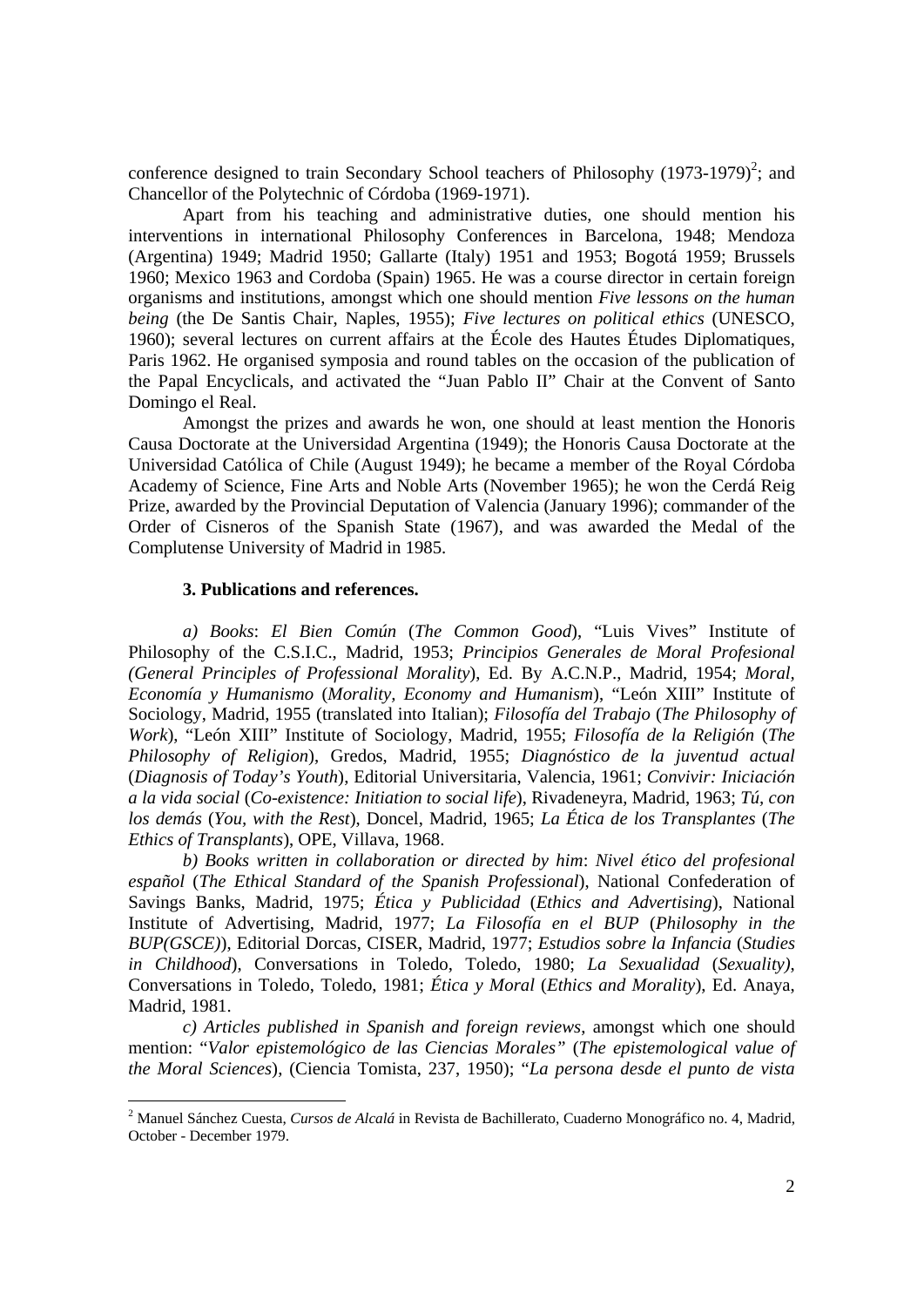conference designed to train Secondary School teachers of Philosophy (1973-1979)[2]; and Chancellor of the Polytechnic of Córdoba (1969-1971).

Apart from his teaching and administrative duties, one should mention his interventions in international Philosophy Conferences in Barcelona, 1948; Mendoza (Argentina) 1949; Madrid 1950; Gallarte (Italy) 1951 and 1953; Bogotá 1959; Brussels 1960; Mexico 1963 and Cordoba (Spain) 1965. He was a course director in certain foreign organisms and institutions, amongst which one should mention *Five lessons on the human being* (the De Santis Chair, Naples, 1955); *Five lectures on political ethics* (UNESCO, 1960); several lectures on current affairs at the École des Hautes Études Diplomatiques, Paris 1962. He organised symposia and round tables on the occasion of the publication of the Papal Encyclicals, and activated the "Juan Pablo II" Chair at the Convent of Santo Domingo el Real.

Amongst the prizes and awards he won, one should at least mention the Honoris Causa Doctorate at the Universidad Argentina (1949); the Honoris Causa Doctorate at the Universidad Católica of Chile (August 1949); he became a member of the Royal Córdoba Academy of Science, Fine Arts and Noble Arts (November 1965); he won the Cerdá Reig Prize, awarded by the Provincial Deputation of Valencia (January 1996); commander of the Order of Cisneros of the Spanish State (1967), and was awarded the Medal of the Complutense University of Madrid in 1985.

### 3. Publications and references.

*a) Books*: *El Bien Común* (*The Common Good*), "Luis Vives" Institute of Philosophy of the C.S.I.C., Madrid, 1953; *Principios Generales de Moral Profesional (General Principles of Professional Morality*), Ed. By A.C.N.P., Madrid, 1954; *Moral, Economía y Humanismo* (*Morality, Economy and Humanism*), "León XIII" Institute of Sociology, Madrid, 1955 (translated into Italian); *Filosofía del Trabajo* (*The Philosophy of Work*), "León XIII" Institute of Sociology, Madrid, 1955; *Filosofía de la Religión* (*The Philosophy of Religion*), Gredos, Madrid, 1955; *Diagnóstico de la juventud actual* (*Diagnosis of Today's Youth*), Editorial Universitaria, Valencia, 1961; *Convivir: Iniciación a la vida social* (*Co-existence: Initiation to social life*), Rivadeneyra, Madrid, 1963; *Tú, con los demás* (*You, with the Rest*), Doncel, Madrid, 1965; *La Ética de los Transplantes* (*The Ethics of Transplants*), OPE, Villava, 1968.

*b) Books written in collaboration or directed by him*: *Nivel ético del profesional español* (*The Ethical Standard of the Spanish Professional*), National Confederation of Savings Banks, Madrid, 1975; *Ética y Publicidad* (*Ethics and Advertising*), National Institute of Advertising, Madrid, 1977; *La Filosofía en el BUP* (*Philosophy in the BUP(GSCE)*), Editorial Dorcas, CISER, Madrid, 1977; *Estudios sobre la Infancia* (*Studies in Childhood*), Conversations in Toledo, Toledo, 1980; *La Sexualidad* (*Sexuality)*, Conversations in Toledo, Toledo, 1981; *Ética y Moral* (*Ethics and Morality*), Ed. Anaya, Madrid, 1981.

*c) Articles published in Spanish and foreign reviews*, amongst which one should mention: "*Valor epistemológico de las Ciencias Morales"* (*The epistemological value of the Moral Sciences*), (Ciencia Tomista, 237, 1950); "*La persona desde el punto de vista*

---

[2] Manuel Sánchez Cuesta, *Cursos de Alcalá* in Revista de Bachillerato, Cuaderno Monográfico no. 4, Madrid, October - December 1979.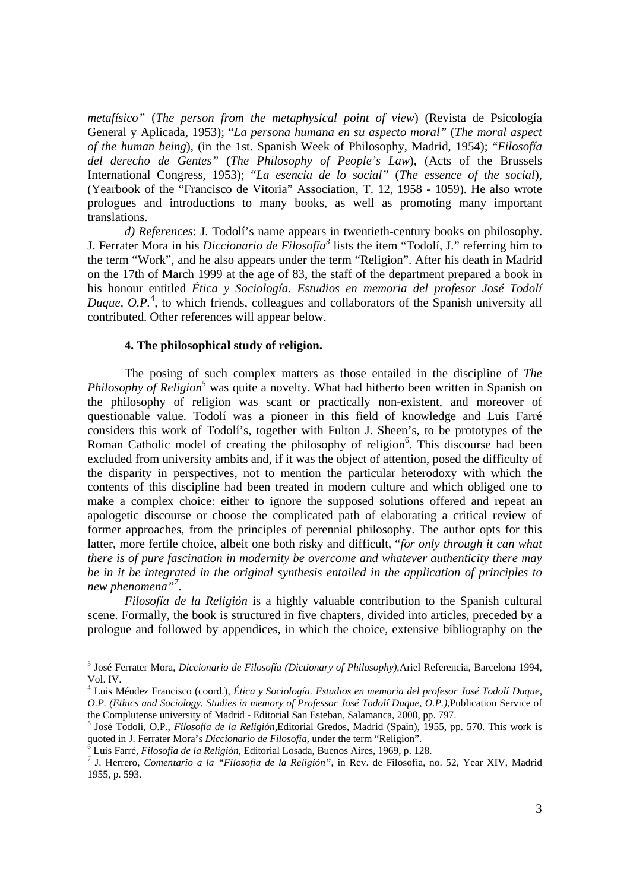*metafísico"* (*The person from the metaphysical point of view*) (Revista de Psicología General y Aplicada, 1953); "*La persona humana en su aspecto moral"* (*The moral aspect of the human being*), (in the 1st. Spanish Week of Philosophy, Madrid, 1954); "*Filosofía del derecho de Gentes"* (*The Philosophy of People's Law*), (Acts of the Brussels International Congress, 1953); "*La esencia de lo social"* (*The essence of the social*), (Yearbook of the "Francisco de Vitoria" Association, T. 12, 1958 - 1059). He also wrote prologues and introductions to many books, as well as promoting many important translations.

*d) References*: J. Todolí's name appears in twentieth-century books on philosophy. J. Ferrater Mora in his *Diccionario de Filosofía*[3] lists the item "Todolí, J." referring him to the term "Work", and he also appears under the term "Religion". After his death in Madrid on the 17th of March 1999 at the age of 83, the staff of the department prepared a book in his honour entitled *Ética y Sociología. Estudios en memoria del profesor José Todolí Duque, O.P.*[4], to which friends, colleagues and collaborators of the Spanish university all contributed. Other references will appear below.

### 4. The philosophical study of religion.

The posing of such complex matters as those entailed in the discipline of *The Philosophy of Religion*[5] was quite a novelty. What had hitherto been written in Spanish on the philosophy of religion was scant or practically non-existent, and moreover of questionable value. Todolí was a pioneer in this field of knowledge and Luis Farré considers this work of Todolí's, together with Fulton J. Sheen's, to be prototypes of the Roman Catholic model of creating the philosophy of religion[6]. This discourse had been excluded from university ambits and, if it was the object of attention, posed the difficulty of the disparity in perspectives, not to mention the particular heterodoxy with which the contents of this discipline had been treated in modern culture and which obliged one to make a complex choice: either to ignore the supposed solutions offered and repeat an apologetic discourse or choose the complicated path of elaborating a critical review of former approaches, from the principles of perennial philosophy. The author opts for this latter, more fertile choice, albeit one both risky and difficult, "*for only through it can what there is of pure fascination in modernity be overcome and whatever authenticity there may be in it be integrated in the original synthesis entailed in the application of principles to new phenomena"*[7].

*Filosofía de la Religión* is a highly valuable contribution to the Spanish cultural scene. Formally, the book is structured in five chapters, divided into articles, preceded by a prologue and followed by appendices, in which the choice, extensive bibliography on the

---

[3] José Ferrater Mora, *Diccionario de Filosofía (Dictionary of Philosophy)*,Ariel Referencia, Barcelona 1994, Vol. IV.

[4] Luis Méndez Francisco (coord.), *Ética y Sociología. Estudios en memoria del profesor José Todolí Duque, O.P. (Ethics and Sociology. Studies in memory of Professor José Todolí Duque, O.P.)*,Publication Service of the Complutense university of Madrid - Editorial San Esteban, Salamanca, 2000, pp. 797.

[5] José Todolí, O.P., *Filosofía de la Religión*,Editorial Gredos, Madrid (Spain), 1955, pp. 570. This work is quoted in J. Ferrater Mora's *Diccionario de Filosofía*, under the term "Religion".

[6] Luis Farré, *Filosofía de la Religión*, Editorial Losada, Buenos Aires, 1969, p. 128.

[7] J. Herrero, *Comentario a la "Filosofía de la Religión"*, in Rev. de Filosofía, no. 52, Year XIV, Madrid 1955, p. 593.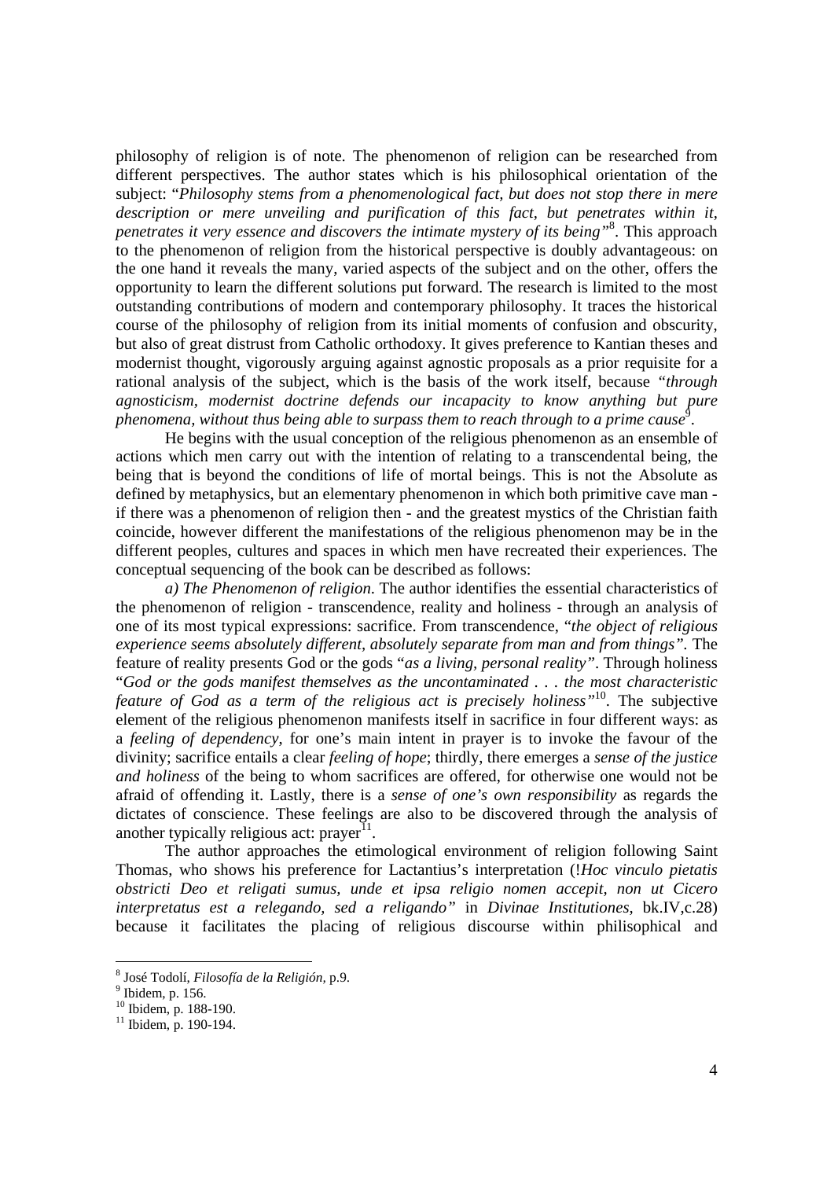philosophy of religion is of note. The phenomenon of religion can be researched from different perspectives. The author states which is his philosophical orientation of the subject: "*Philosophy stems from a phenomenological fact, but does not stop there in mere description or mere unveiling and purification of this fact, but penetrates within it, penetrates it very essence and discovers the intimate mystery of its being*"[8]. This approach to the phenomenon of religion from the historical perspective is doubly advantageous: on the one hand it reveals the many, varied aspects of the subject and on the other, offers the opportunity to learn the different solutions put forward. The research is limited to the most outstanding contributions of modern and contemporary philosophy. It traces the historical course of the philosophy of religion from its initial moments of confusion and obscurity, but also of great distrust from Catholic orthodoxy. It gives preference to Kantian theses and modernist thought, vigorously arguing against agnostic proposals as a prior requisite for a rational analysis of the subject, which is the basis of the work itself, because *"through agnosticism, modernist doctrine defends our incapacity to know anything but pure phenomena, without thus being able to surpass them to reach through to a prime cause*[9].

He begins with the usual conception of the religious phenomenon as an ensemble of actions which men carry out with the intention of relating to a transcendental being, the being that is beyond the conditions of life of mortal beings. This is not the Absolute as defined by metaphysics, but an elementary phenomenon in which both primitive cave man - if there was a phenomenon of religion then - and the greatest mystics of the Christian faith coincide, however different the manifestations of the religious phenomenon may be in the different peoples, cultures and spaces in which men have recreated their experiences. The conceptual sequencing of the book can be described as follows:

*a) The Phenomenon of religion*. The author identifies the essential characteristics of the phenomenon of religion - transcendence, reality and holiness - through an analysis of one of its most typical expressions: sacrifice. From transcendence, "*the object of religious experience seems absolutely different, absolutely separate from man and from things"*. The feature of reality presents God or the gods "*as a living, personal reality"*. Through holiness "*God or the gods manifest themselves as the uncontaminated . . . the most characteristic feature of God as a term of the religious act is precisely holiness"*[10]. The subjective element of the religious phenomenon manifests itself in sacrifice in four different ways: as a *feeling of dependency*, for one's main intent in prayer is to invoke the favour of the divinity; sacrifice entails a clear *feeling of hope*; thirdly, there emerges a *sense of the justice and holiness* of the being to whom sacrifices are offered, for otherwise one would not be afraid of offending it. Lastly, there is a *sense of one's own responsibility* as regards the dictates of conscience. These feelings are also to be discovered through the analysis of another typically religious act: prayer[11].

The author approaches the etimological environment of religion following Saint Thomas, who shows his preference for Lactantius's interpretation (!*Hoc vinculo pietatis obstricti Deo et religati sumus, unde et ipsa religio nomen accepit, non ut Cicero interpretatus est a relegando, sed a religando"* in *Divinae Institutiones*, bk.IV,c.28) because it facilitates the placing of religious discourse within philisophical and

---

[8] José Todolí, *Filosofía de la Religión*, p.9.

[9] Ibidem, p. 156.

[10] Ibidem, p. 188-190.

[11] Ibidem, p. 190-194.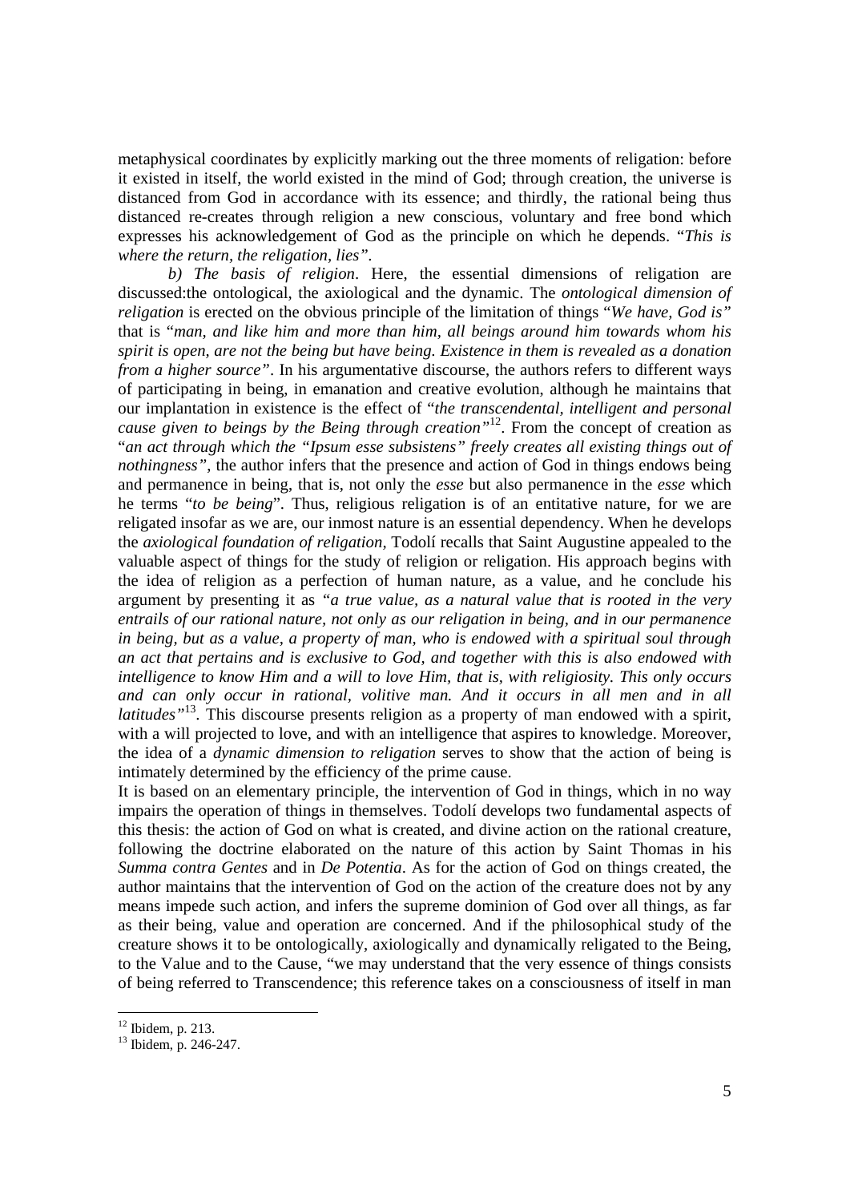metaphysical coordinates by explicitly marking out the three moments of religation: before it existed in itself, the world existed in the mind of God; through creation, the universe is distanced from God in accordance with its essence; and thirdly, the rational being thus distanced re-creates through religion a new conscious, voluntary and free bond which expresses his acknowledgement of God as the principle on which he depends. "*This is where the return, the religation, lies".*

*b) The basis of religion*. Here, the essential dimensions of religation are discussed:the ontological, the axiological and the dynamic. The *ontological dimension of religation* is erected on the obvious principle of the limitation of things "*We have, God is"* that is "*man, and like him and more than him, all beings around him towards whom his spirit is open, are not the being but have being. Existence in them is revealed as a donation from a higher source"*. In his argumentative discourse, the authors refers to different ways of participating in being, in emanation and creative evolution, although he maintains that our implantation in existence is the effect of "*the transcendental, intelligent and personal cause given to beings by the Being through creation"*[12]. From the concept of creation as "*an act through which the "Ipsum esse subsistens" freely creates all existing things out of nothingness"*, the author infers that the presence and action of God in things endows being and permanence in being, that is, not only the *esse* but also permanence in the *esse* which he terms "*to be being*". Thus, religious religation is of an entitative nature, for we are religated insofar as we are, our inmost nature is an essential dependency. When he develops the *axiological foundation of religation*, Todolí recalls that Saint Augustine appealed to the valuable aspect of things for the study of religion or religation. His approach begins with the idea of religion as a perfection of human nature, as a value, and he conclude his argument by presenting it as *"a true value, as a natural value that is rooted in the very entrails of our rational nature, not only as our religation in being, and in our permanence in being, but as a value, a property of man, who is endowed with a spiritual soul through an act that pertains and is exclusive to God, and together with this is also endowed with intelligence to know Him and a will to love Him, that is, with religiosity. This only occurs and can only occur in rational, volitive man. And it occurs in all men and in all latitudes"*[13]. This discourse presents religion as a property of man endowed with a spirit, with a will projected to love, and with an intelligence that aspires to knowledge. Moreover, the idea of a *dynamic dimension to religation* serves to show that the action of being is intimately determined by the efficiency of the prime cause.

It is based on an elementary principle, the intervention of God in things, which in no way impairs the operation of things in themselves. Todolí develops two fundamental aspects of this thesis: the action of God on what is created, and divine action on the rational creature, following the doctrine elaborated on the nature of this action by Saint Thomas in his *Summa contra Gentes* and in *De Potentia*. As for the action of God on things created, the author maintains that the intervention of God on the action of the creature does not by any means impede such action, and infers the supreme dominion of God over all things, as far as their being, value and operation are concerned. And if the philosophical study of the creature shows it to be ontologically, axiologically and dynamically religated to the Being, to the Value and to the Cause, "we may understand that the very essence of things consists of being referred to Transcendence; this reference takes on a consciousness of itself in man

[12] Ibidem, p. 213.

[13] Ibidem, p. 246-247.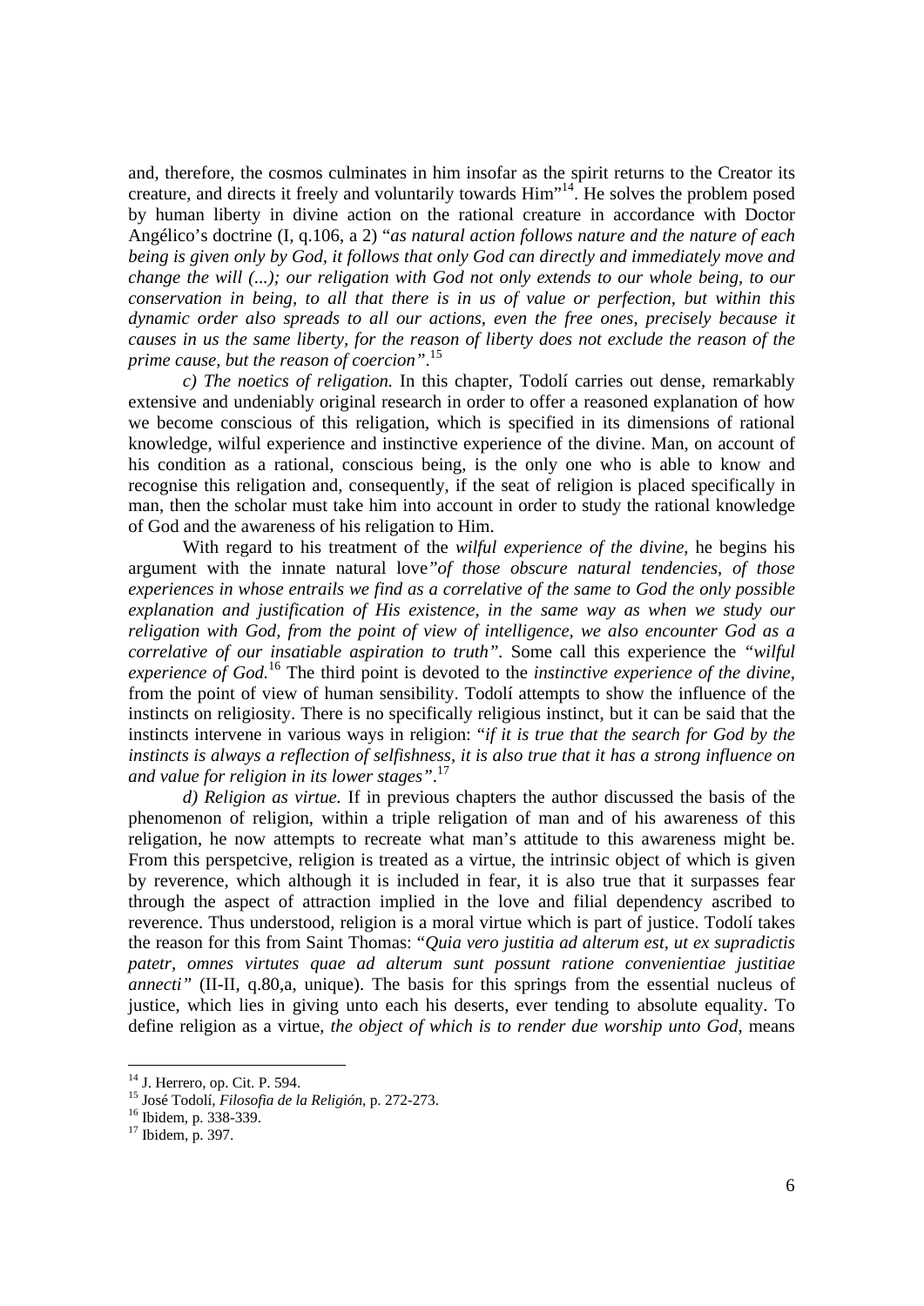and, therefore, the cosmos culminates in him insofar as the spirit returns to the Creator its creature, and directs it freely and voluntarily towards Him"[14]. He solves the problem posed by human liberty in divine action on the rational creature in accordance with Doctor Angélico's doctrine (I, q.106, a 2) "*as natural action follows nature and the nature of each being is given only by God, it follows that only God can directly and immediately move and change the will (...); our religation with God not only extends to our whole being, to our conservation in being, to all that there is in us of value or perfection, but within this dynamic order also spreads to all our actions, even the free ones, precisely because it causes in us the same liberty, for the reason of liberty does not exclude the reason of the prime cause, but the reason of coercion"*.[15]

*c) The noetics of religation.* In this chapter, Todolí carries out dense, remarkably extensive and undeniably original research in order to offer a reasoned explanation of how we become conscious of this religation, which is specified in its dimensions of rational knowledge, wilful experience and instinctive experience of the divine. Man, on account of his condition as a rational, conscious being, is the only one who is able to know and recognise this religation and, consequently, if the seat of religion is placed specifically in man, then the scholar must take him into account in order to study the rational knowledge of God and the awareness of his religation to Him.

With regard to his treatment of the *wilful experience of the divine*, he begins his argument with the innate natural love*"of those obscure natural tendencies, of those experiences in whose entrails we find as a correlative of the same to God the only possible explanation and justification of His existence, in the same way as when we study our religation with God, from the point of view of intelligence, we also encounter God as a correlative of our insatiable aspiration to truth"*. Some call this experience the *"wilful experience of God.*[16] The third point is devoted to the *instinctive experience of the divine*, from the point of view of human sensibility. Todolí attempts to show the influence of the instincts on religiosity. There is no specifically religious instinct, but it can be said that the instincts intervene in various ways in religion: "*if it is true that the search for God by the instincts is always a reflection of selfishness, it is also true that it has a strong influence on and value for religion in its lower stages"*.[17]

*d) Religion as virtue.* If in previous chapters the author discussed the basis of the phenomenon of religion, within a triple religation of man and of his awareness of this religation, he now attempts to recreate what man's attitude to this awareness might be. From this perspetcive, religion is treated as a virtue, the intrinsic object of which is given by reverence, which although it is included in fear, it is also true that it surpasses fear through the aspect of attraction implied in the love and filial dependency ascribed to reverence. Thus understood, religion is a moral virtue which is part of justice. Todolí takes the reason for this from Saint Thomas: "*Quia vero justitia ad alterum est, ut ex supradictis patetr, omnes virtutes quae ad alterum sunt possunt ratione convenientiae justitiae annecti"* (II-II, q.80,a, unique). The basis for this springs from the essential nucleus of justice, which lies in giving unto each his deserts, ever tending to absolute equality. To define religion as a virtue, *the object of which is to render due worship unto God*, means

---

[14] J. Herrero, op. Cit. P. 594.

[15] José Todolí, *Filosofia de la Religión*, p. 272-273.

[16] Ibidem, p. 338-339.

[17] Ibidem, p. 397.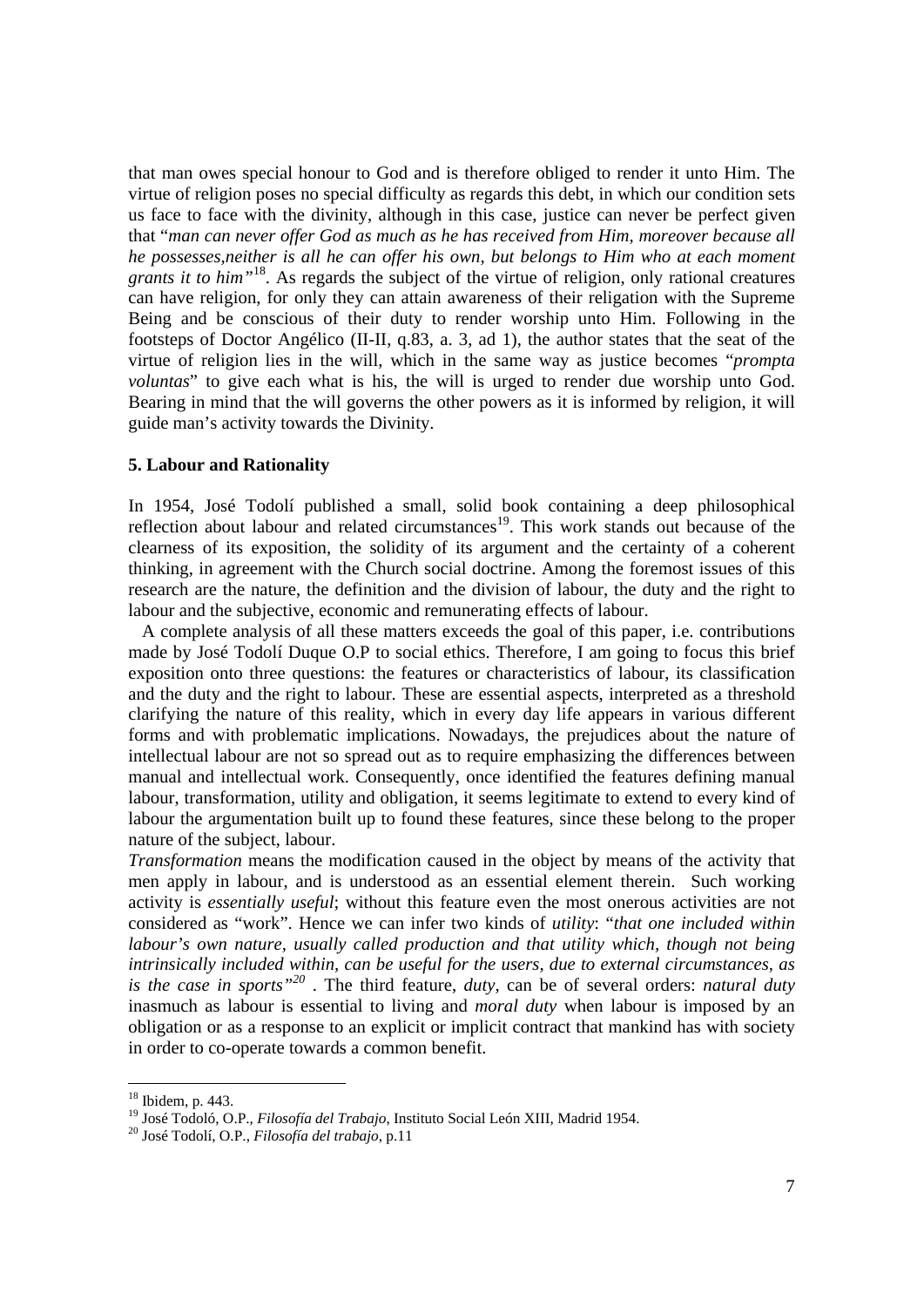that man owes special honour to God and is therefore obliged to render it unto Him. The virtue of religion poses no special difficulty as regards this debt, in which our condition sets us face to face with the divinity, although in this case, justice can never be perfect given that "*man can never offer God as much as he has received from Him, moreover because all he possesses,neither is all he can offer his own, but belongs to Him who at each moment grants it to him*"[18]. As regards the subject of the virtue of religion, only rational creatures can have religion, for only they can attain awareness of their religation with the Supreme Being and be conscious of their duty to render worship unto Him. Following in the footsteps of Doctor Angélico (II-II, q.83, a. 3, ad 1), the author states that the seat of the virtue of religion lies in the will, which in the same way as justice becomes "*prompta voluntas*" to give each what is his, the will is urged to render due worship unto God. Bearing in mind that the will governs the other powers as it is informed by religion, it will guide man's activity towards the Divinity.

### 5. Labour and Rationality

In 1954, José Todolí published a small, solid book containing a deep philosophical reflection about labour and related circumstances[19]. This work stands out because of the clearness of its exposition, the solidity of its argument and the certainty of a coherent thinking, in agreement with the Church social doctrine. Among the foremost issues of this research are the nature, the definition and the division of labour, the duty and the right to labour and the subjective, economic and remunerating effects of labour.

A complete analysis of all these matters exceeds the goal of this paper, i.e. contributions made by José Todolí Duque O.P to social ethics. Therefore, I am going to focus this brief exposition onto three questions: the features or characteristics of labour, its classification and the duty and the right to labour. These are essential aspects, interpreted as a threshold clarifying the nature of this reality, which in every day life appears in various different forms and with problematic implications. Nowadays, the prejudices about the nature of intellectual labour are not so spread out as to require emphasizing the differences between manual and intellectual work. Consequently, once identified the features defining manual labour, transformation, utility and obligation, it seems legitimate to extend to every kind of labour the argumentation built up to found these features, since these belong to the proper nature of the subject, labour.

*Transformation* means the modification caused in the object by means of the activity that men apply in labour, and is understood as an essential element therein. Such working activity is *essentially useful*; without this feature even the most onerous activities are not considered as "work". Hence we can infer two kinds of *utility*: "*that one included within labour's own nature, usually called production and that utility which, though not being intrinsically included within, can be useful for the users, due to external circumstances, as is the case in sports*"[20] . The third feature, *duty*, can be of several orders: *natural duty* inasmuch as labour is essential to living and *moral duty* when labour is imposed by an obligation or as a response to an explicit or implicit contract that mankind has with society in order to co-operate towards a common benefit.

---

[18] Ibidem, p. 443.

[19] José Todoló, O.P., *Filosofía del Trabajo*, Instituto Social León XIII, Madrid 1954.

[20] José Todolí, O.P., *Filosofía del trabajo*, p.11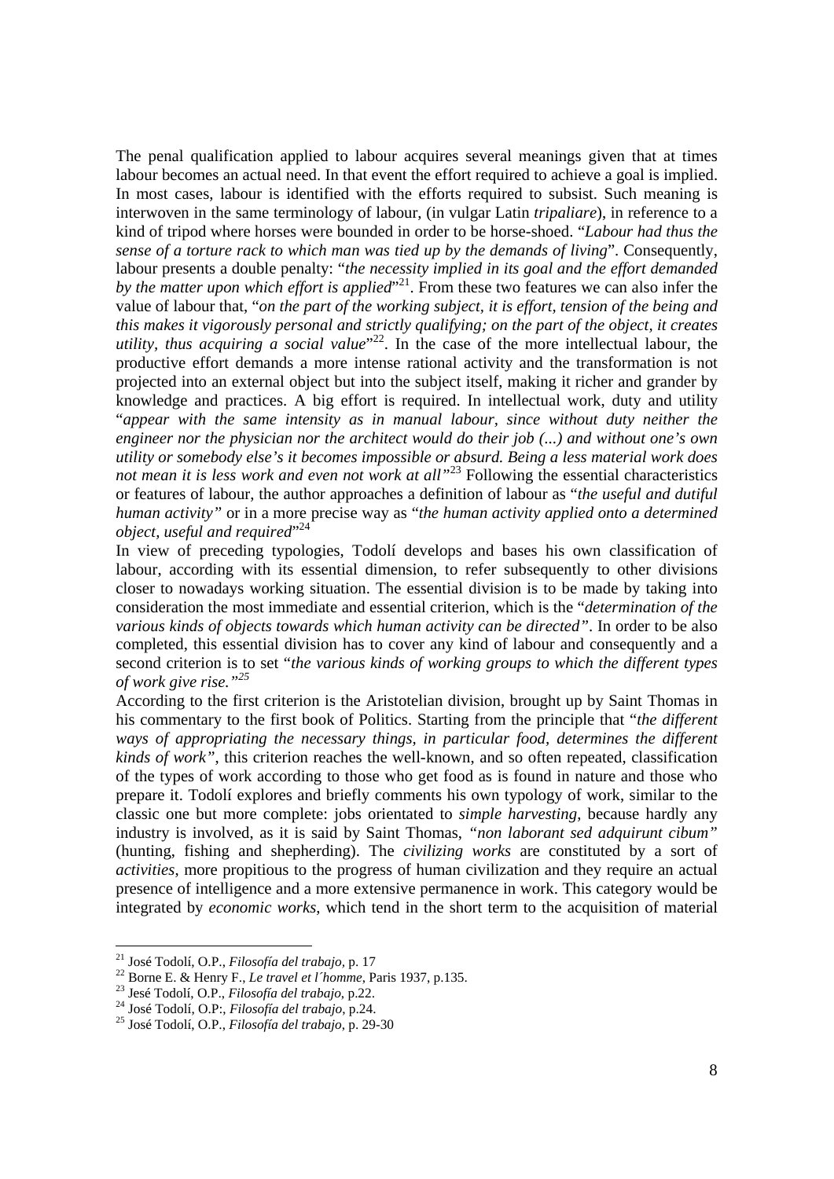The penal qualification applied to labour acquires several meanings given that at times labour becomes an actual need. In that event the effort required to achieve a goal is implied. In most cases, labour is identified with the efforts required to subsist. Such meaning is interwoven in the same terminology of labour, (in vulgar Latin *tripaliare*), in reference to a kind of tripod where horses were bounded in order to be horse-shoed. "*Labour had thus the sense of a torture rack to which man was tied up by the demands of living*". Consequently, labour presents a double penalty: "*the necessity implied in its goal and the effort demanded by the matter upon which effort is applied*"[21]. From these two features we can also infer the value of labour that, "*on the part of the working subject, it is effort, tension of the being and this makes it vigorously personal and strictly qualifying; on the part of the object, it creates utility, thus acquiring a social value*"[22]. In the case of the more intellectual labour, the productive effort demands a more intense rational activity and the transformation is not projected into an external object but into the subject itself, making it richer and grander by knowledge and practices. A big effort is required. In intellectual work, duty and utility "*appear with the same intensity as in manual labour, since without duty neither the engineer nor the physician nor the architect would do their job (...) and without one's own utility or somebody else's it becomes impossible or absurd. Being a less material work does not mean it is less work and even not work at all"*[23] Following the essential characteristics or features of labour, the author approaches a definition of labour as "*the useful and dutiful human activity"* or in a more precise way as "*the human activity applied onto a determined object, useful and required*"[24]

In view of preceding typologies, Todolí develops and bases his own classification of labour, according with its essential dimension, to refer subsequently to other divisions closer to nowadays working situation. The essential division is to be made by taking into consideration the most immediate and essential criterion, which is the "*determination of the various kinds of objects towards which human activity can be directed"*. In order to be also completed, this essential division has to cover any kind of labour and consequently and a second criterion is to set "*the various kinds of working groups to which the different types of work give rise."*[25]

According to the first criterion is the Aristotelian division, brought up by Saint Thomas in his commentary to the first book of Politics. Starting from the principle that "*the different ways of appropriating the necessary things, in particular food, determines the different kinds of work"*, this criterion reaches the well-known, and so often repeated, classification of the types of work according to those who get food as is found in nature and those who prepare it. Todolí explores and briefly comments his own typology of work, similar to the classic one but more complete: jobs orientated to *simple harvesting*, because hardly any industry is involved, as it is said by Saint Thomas, *"non laborant sed adquirunt cibum"* (hunting, fishing and shepherding). The *civilizing works* are constituted by a sort of *activities*, more propitious to the progress of human civilization and they require an actual presence of intelligence and a more extensive permanence in work. This category would be integrated by *economic works*, which tend in the short term to the acquisition of material

---

[21] José Todolí, O.P., *Filosofía del trabajo*, p. 17

[22] Borne E. & Henry F., *Le travel et l´homme*, Paris 1937, p.135.

[23] Jesé Todolí, O.P., *Filosofía del trabajo*, p.22.

[24] José Todolí, O.P:, *Filosofía del trabajo*, p.24.

[25] José Todolí, O.P., *Filosofía del trabajo*, p. 29-30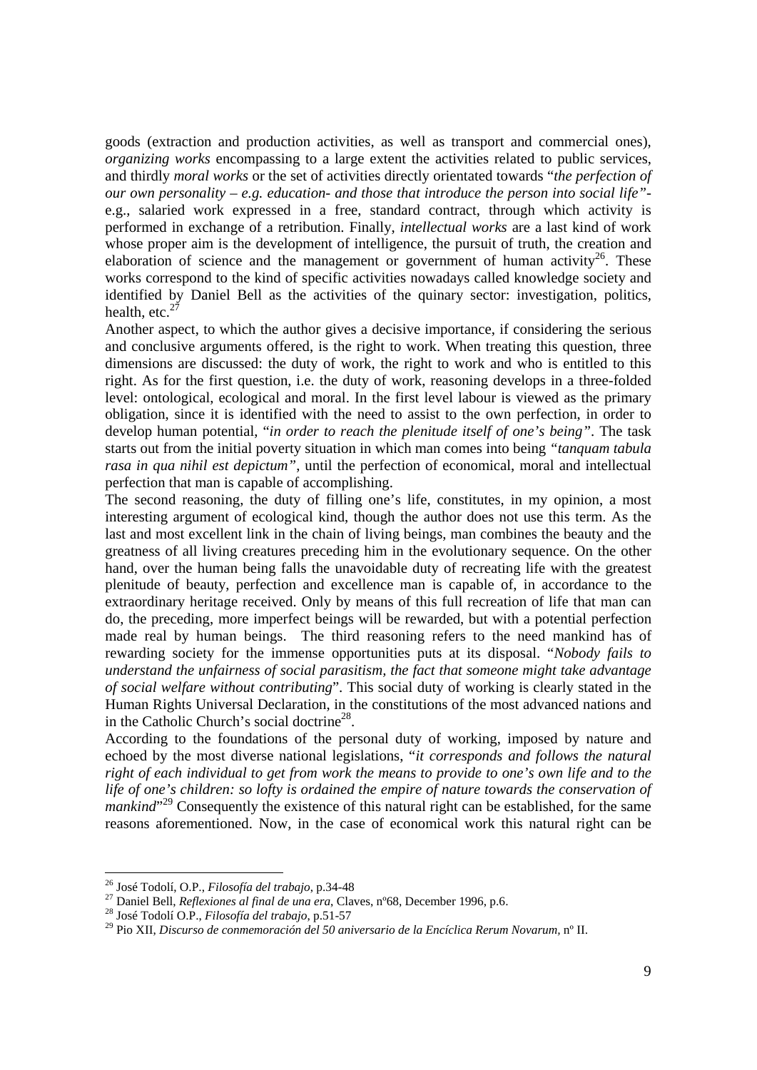goods (extraction and production activities, as well as transport and commercial ones), *organizing works* encompassing to a large extent the activities related to public services, and thirdly *moral works* or the set of activities directly orientated towards "*the perfection of our own personality – e.g. education- and those that introduce the person into social life"*- e.g., salaried work expressed in a free, standard contract, through which activity is performed in exchange of a retribution. Finally, *intellectual works* are a last kind of work whose proper aim is the development of intelligence, the pursuit of truth, the creation and elaboration of science and the management or government of human activity[26]. These works correspond to the kind of specific activities nowadays called knowledge society and identified by Daniel Bell as the activities of the quinary sector: investigation, politics, health, etc.[27]

Another aspect, to which the author gives a decisive importance, if considering the serious and conclusive arguments offered, is the right to work. When treating this question, three dimensions are discussed: the duty of work, the right to work and who is entitled to this right. As for the first question, i.e. the duty of work, reasoning develops in a three-folded level: ontological, ecological and moral. In the first level labour is viewed as the primary obligation, since it is identified with the need to assist to the own perfection, in order to develop human potential, "*in order to reach the plenitude itself of one's being"*. The task starts out from the initial poverty situation in which man comes into being *"tanquam tabula rasa in qua nihil est depictum"*, until the perfection of economical, moral and intellectual perfection that man is capable of accomplishing.

The second reasoning, the duty of filling one's life, constitutes, in my opinion, a most interesting argument of ecological kind, though the author does not use this term. As the last and most excellent link in the chain of living beings, man combines the beauty and the greatness of all living creatures preceding him in the evolutionary sequence. On the other hand, over the human being falls the unavoidable duty of recreating life with the greatest plenitude of beauty, perfection and excellence man is capable of, in accordance to the extraordinary heritage received. Only by means of this full recreation of life that man can do, the preceding, more imperfect beings will be rewarded, but with a potential perfection made real by human beings. The third reasoning refers to the need mankind has of rewarding society for the immense opportunities puts at its disposal. "*Nobody fails to understand the unfairness of social parasitism, the fact that someone might take advantage of social welfare without contributing*". This social duty of working is clearly stated in the Human Rights Universal Declaration, in the constitutions of the most advanced nations and in the Catholic Church's social doctrine[28].

According to the foundations of the personal duty of working, imposed by nature and echoed by the most diverse national legislations, "*it corresponds and follows the natural right of each individual to get from work the means to provide to one's own life and to the life of one's children: so lofty is ordained the empire of nature towards the conservation of mankind*"[29] Consequently the existence of this natural right can be established, for the same reasons aforementioned. Now, in the case of economical work this natural right can be

---

[26] José Todolí, O.P., *Filosofía del trabajo*, p.34-48

[27] Daniel Bell, *Reflexiones al final de una era*, Claves, nº68, December 1996, p.6.

[28] José Todolí O.P., *Filosofía del trabajo*, p.51-57

[29] Pio XII, *Discurso de conmemoración del 50 aniversario de la Encíclica Rerum Novarum*, nº II.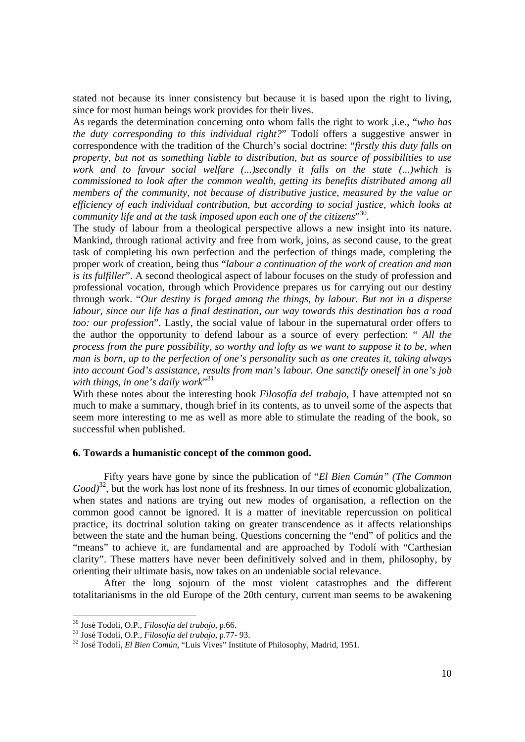stated not because its inner consistency but because it is based upon the right to living, since for most human beings work provides for their lives.

As regards the determination concerning onto whom falls the right to work ,i.e., "*who has the duty corresponding to this individual right?*" Todolí offers a suggestive answer in correspondence with the tradition of the Church's social doctrine: "*firstly this duty falls on property, but not as something liable to distribution, but as source of possibilities to use work and to favour social welfare (...)secondly it falls on the state (...)which is commissioned to look after the common wealth, getting its benefits distributed among all members of the community, not because of distributive justice, measured by the value or efficiency of each individual contribution, but according to social justice, which looks at community life and at the task imposed upon each one of the citizens*"[30].

The study of labour from a theological perspective allows a new insight into its nature. Mankind, through rational activity and free from work, joins, as second cause, to the great task of completing his own perfection and the perfection of things made, completing the proper work of creation, being thus "*labour a continuation of the work of creation and man is its fulfiller*". A second theological aspect of labour focuses on the study of profession and professional vocation, through which Providence prepares us for carrying out our destiny through work. "*Our destiny is forged among the things, by labour. But not in a disperse labour, since our life has a final destination, our way towards this destination has a road too: our profession*". Lastly, the social value of labour in the supernatural order offers to the author the opportunity to defend labour as a source of every perfection: " *All the process from the pure possibility, so worthy and lofty as we want to suppose it to be, when man is born, up to the perfection of one's personality such as one creates it, taking always into account God's assistance, results from man's labour. One sanctify oneself in one's job with things, in one's daily work*"[31]

With these notes about the interesting book *Filosofía del trabajo*, I have attempted not so much to make a summary, though brief in its contents, as to unveil some of the aspects that seem more interesting to me as well as more able to stimulate the reading of the book, so successful when published.

### 6. Towards a humanistic concept of the common good.

Fifty years have gone by since the publication of "*El Bien Común" (The Common Good)*[32], but the work has lost none of its freshness. In our times of economic globalization, when states and nations are trying out new modes of organisation, a reflection on the common good cannot be ignored. It is a matter of inevitable repercussion on political practice, its doctrinal solution taking on greater transcendence as it affects relationships between the state and the human being. Questions concerning the "end" of politics and the "means" to achieve it, are fundamental and are approached by Todolí with "Carthesian clarity". These matters have never been definitively solved and in them, philosophy, by orienting their ultimate basis, now takes on an undeniable social relevance.

After the long sojourn of the most violent catastrophes and the different totalitarianisms in the old Europe of the 20th century, current man seems to be awakening

---

[30] José Todolí, O.P., *Filosofía del trabajo*, p.66.

[31] José Todolí, O.P., *Filosofía del trabajo*, p.77- 93.

[32] José Todolí, *El Bien Común*, "Luis Vives" Institute of Philosophy, Madrid, 1951.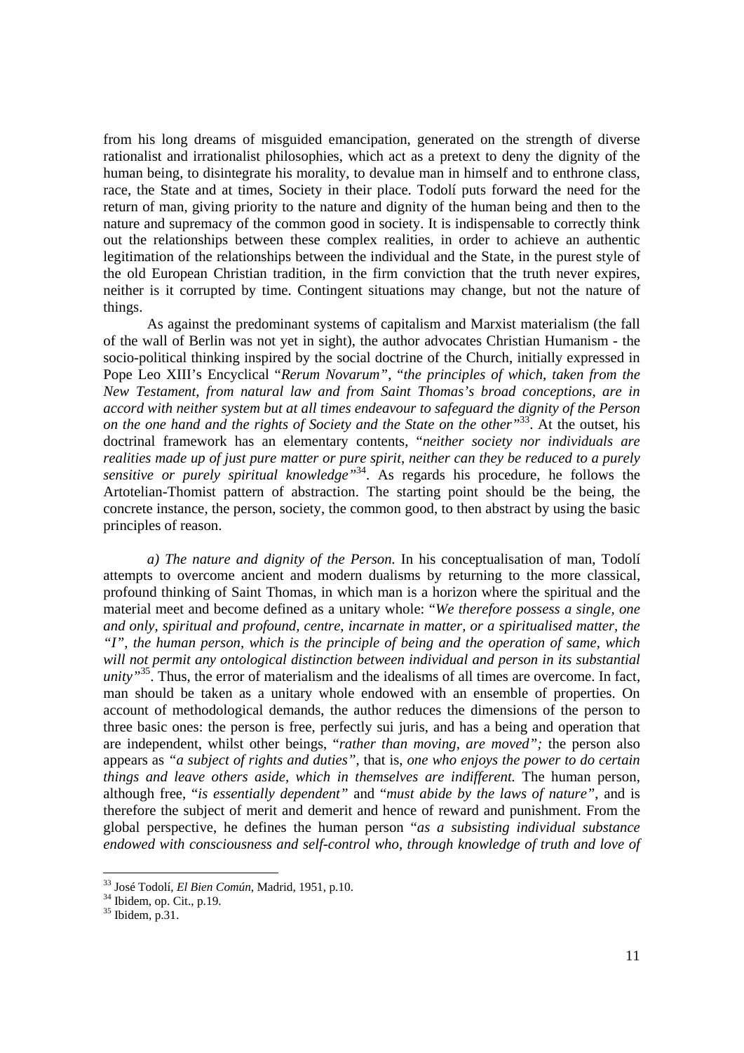from his long dreams of misguided emancipation, generated on the strength of diverse rationalist and irrationalist philosophies, which act as a pretext to deny the dignity of the human being, to disintegrate his morality, to devalue man in himself and to enthrone class, race, the State and at times, Society in their place. Todolí puts forward the need for the return of man, giving priority to the nature and dignity of the human being and then to the nature and supremacy of the common good in society. It is indispensable to correctly think out the relationships between these complex realities, in order to achieve an authentic legitimation of the relationships between the individual and the State, in the purest style of the old European Christian tradition, in the firm conviction that the truth never expires, neither is it corrupted by time. Contingent situations may change, but not the nature of things.

As against the predominant systems of capitalism and Marxist materialism (the fall of the wall of Berlin was not yet in sight), the author advocates Christian Humanism - the socio-political thinking inspired by the social doctrine of the Church, initially expressed in Pope Leo XIII's Encyclical "*Rerum Novarum*", "*the principles of which, taken from the New Testament, from natural law and from Saint Thomas's broad conceptions, are in accord with neither system but at all times endeavour to safeguard the dignity of the Person on the one hand and the rights of Society and the State on the other*"[33]. At the outset, his doctrinal framework has an elementary contents, "*neither society nor individuals are realities made up of just pure matter or pure spirit, neither can they be reduced to a purely sensitive or purely spiritual knowledge*"[34]. As regards his procedure, he follows the Artotelian-Thomist pattern of abstraction. The starting point should be the being, the concrete instance, the person, society, the common good, to then abstract by using the basic principles of reason.

*a) The nature and dignity of the Person.* In his conceptualisation of man, Todolí attempts to overcome ancient and modern dualisms by returning to the more classical, profound thinking of Saint Thomas, in which man is a horizon where the spiritual and the material meet and become defined as a unitary whole: "*We therefore possess a single, one and only, spiritual and profound, centre, incarnate in matter, or a spiritualised matter, the "I", the human person, which is the principle of being and the operation of same, which will not permit any ontological distinction between individual and person in its substantial unity*"[35]. Thus, the error of materialism and the idealisms of all times are overcome. In fact, man should be taken as a unitary whole endowed with an ensemble of properties. On account of methodological demands, the author reduces the dimensions of the person to three basic ones: the person is free, perfectly sui juris, and has a being and operation that are independent, whilst other beings, "*rather than moving, are moved*"*;* the person also appears as *"a subject of rights and duties"*, that is, *one who enjoys the power to do certain things and leave others aside, which in themselves are indifferent.* The human person, although free, "*is essentially dependent*" and "*must abide by the laws of nature*", and is therefore the subject of merit and demerit and hence of reward and punishment. From the global perspective, he defines the human person "*as a subsisting individual substance endowed with consciousness and self-control who, through knowledge of truth and love of*

---

[33] José Todolí, *El Bien Común*, Madrid, 1951, p.10.

[34] Ibidem, op. Cit., p.19.

[35] Ibidem, p.31.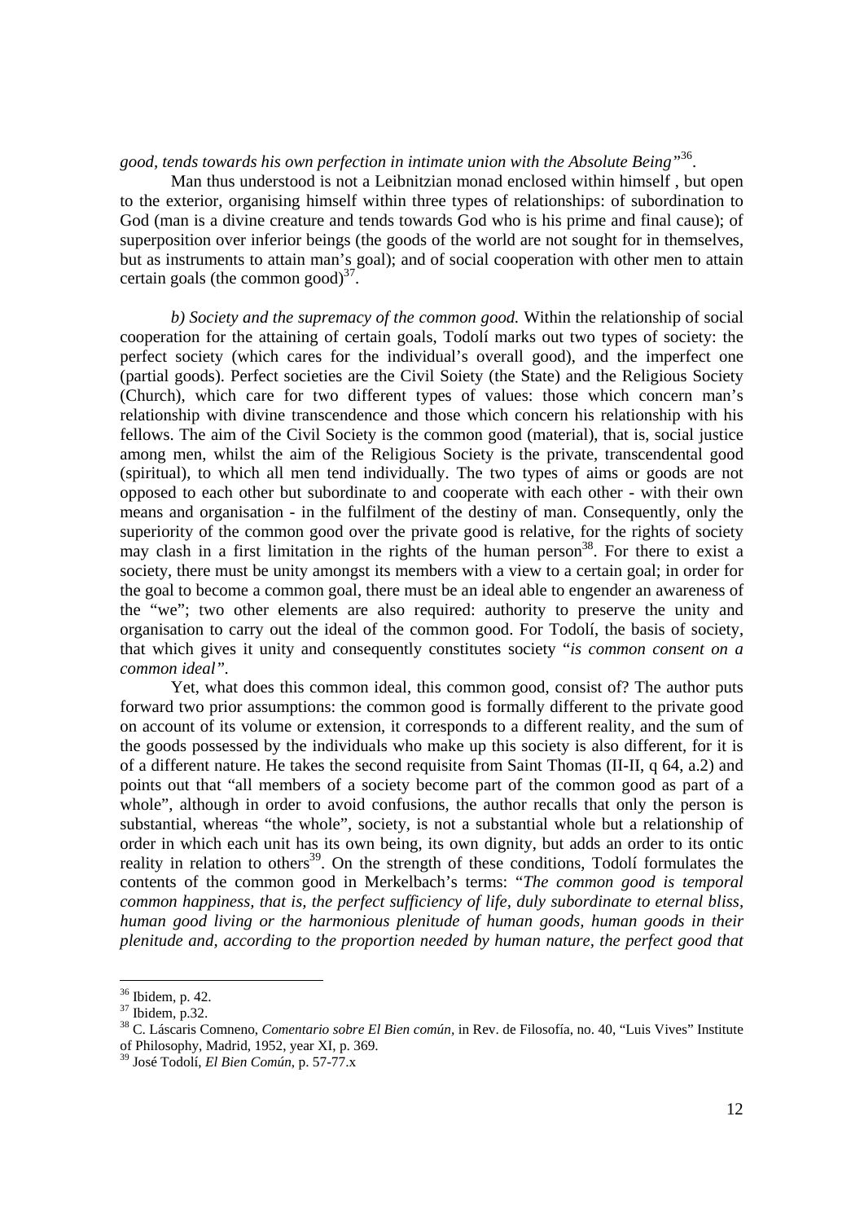*good, tends towards his own perfection in intimate union with the Absolute Being"*[36].

Man thus understood is not a Leibnitzian monad enclosed within himself , but open to the exterior, organising himself within three types of relationships: of subordination to God (man is a divine creature and tends towards God who is his prime and final cause); of superposition over inferior beings (the goods of the world are not sought for in themselves, but as instruments to attain man's goal); and of social cooperation with other men to attain certain goals (the common good)[37].

*b) Society and the supremacy of the common good.* Within the relationship of social cooperation for the attaining of certain goals, Todolí marks out two types of society: the perfect society (which cares for the individual's overall good), and the imperfect one (partial goods). Perfect societies are the Civil Soiety (the State) and the Religious Society (Church), which care for two different types of values: those which concern man's relationship with divine transcendence and those which concern his relationship with his fellows. The aim of the Civil Society is the common good (material), that is, social justice among men, whilst the aim of the Religious Society is the private, transcendental good (spiritual), to which all men tend individually. The two types of aims or goods are not opposed to each other but subordinate to and cooperate with each other - with their own means and organisation - in the fulfilment of the destiny of man. Consequently, only the superiority of the common good over the private good is relative, for the rights of society may clash in a first limitation in the rights of the human person[38]. For there to exist a society, there must be unity amongst its members with a view to a certain goal; in order for the goal to become a common goal, there must be an ideal able to engender an awareness of the "we"; two other elements are also required: authority to preserve the unity and organisation to carry out the ideal of the common good. For Todolí, the basis of society, that which gives it unity and consequently constitutes society "*is common consent on a common ideal"*.

Yet, what does this common ideal, this common good, consist of? The author puts forward two prior assumptions: the common good is formally different to the private good on account of its volume or extension, it corresponds to a different reality, and the sum of the goods possessed by the individuals who make up this society is also different, for it is of a different nature. He takes the second requisite from Saint Thomas (II-II, q 64, a.2) and points out that "all members of a society become part of the common good as part of a whole", although in order to avoid confusions, the author recalls that only the person is substantial, whereas "the whole", society, is not a substantial whole but a relationship of order in which each unit has its own being, its own dignity, but adds an order to its ontic reality in relation to others[39]. On the strength of these conditions, Todolí formulates the contents of the common good in Merkelbach's terms: "*The common good is temporal common happiness, that is, the perfect sufficiency of life, duly subordinate to eternal bliss, human good living or the harmonious plenitude of human goods, human goods in their plenitude and, according to the proportion needed by human nature, the perfect good that*

---

[36] Ibidem, p. 42.

[37] Ibidem, p.32.

[38] C. Láscaris Comneno, *Comentario sobre El Bien común*, in Rev. de Filosofía, no. 40, "Luis Vives" Institute of Philosophy, Madrid, 1952, year XI, p. 369.

[39] José Todolí, *El Bien Común*, p. 57-77.x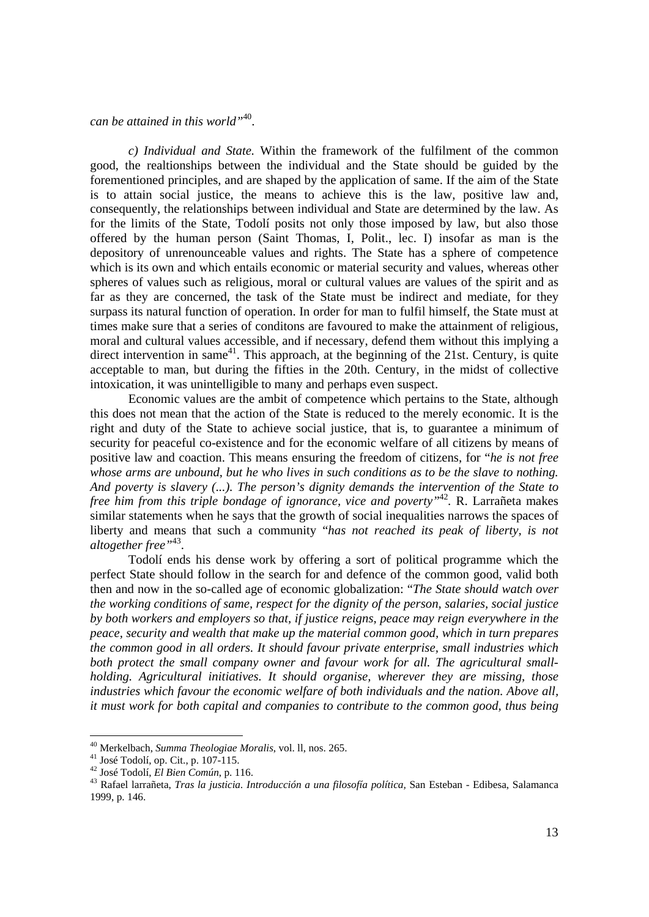*can be attained in this world"*[40].

*c) Individual and State.* Within the framework of the fulfilment of the common good, the realtionships between the individual and the State should be guided by the forementioned principles, and are shaped by the application of same. If the aim of the State is to attain social justice, the means to achieve this is the law, positive law and, consequently, the relationships between individual and State are determined by the law. As for the limits of the State, Todolí posits not only those imposed by law, but also those offered by the human person (Saint Thomas, I, Polit., lec. I) insofar as man is the depository of unrenounceable values and rights. The State has a sphere of competence which is its own and which entails economic or material security and values, whereas other spheres of values such as religious, moral or cultural values are values of the spirit and as far as they are concerned, the task of the State must be indirect and mediate, for they surpass its natural function of operation. In order for man to fulfil himself, the State must at times make sure that a series of conditons are favoured to make the attainment of religious, moral and cultural values accessible, and if necessary, defend them without this implying a direct intervention in same[41]. This approach, at the beginning of the 21st. Century, is quite acceptable to man, but during the fifties in the 20th. Century, in the midst of collective intoxication, it was unintelligible to many and perhaps even suspect.

Economic values are the ambit of competence which pertains to the State, although this does not mean that the action of the State is reduced to the merely economic. It is the right and duty of the State to achieve social justice, that is, to guarantee a minimum of security for peaceful co-existence and for the economic welfare of all citizens by means of positive law and coaction. This means ensuring the freedom of citizens, for "*he is not free whose arms are unbound, but he who lives in such conditions as to be the slave to nothing. And poverty is slavery (...). The person's dignity demands the intervention of the State to free him from this triple bondage of ignorance, vice and poverty"*[42]. R. Larrañeta makes similar statements when he says that the growth of social inequalities narrows the spaces of liberty and means that such a community "*has not reached its peak of liberty, is not altogether free"*[43].

Todolí ends his dense work by offering a sort of political programme which the perfect State should follow in the search for and defence of the common good, valid both then and now in the so-called age of economic globalization: "*The State should watch over the working conditions of same, respect for the dignity of the person, salaries, social justice by both workers and employers so that, if justice reigns, peace may reign everywhere in the peace, security and wealth that make up the material common good, which in turn prepares the common good in all orders. It should favour private enterprise, small industries which both protect the small company owner and favour work for all. The agricultural small-holding. Agricultural initiatives. It should organise, wherever they are missing, those industries which favour the economic welfare of both individuals and the nation. Above all, it must work for both capital and companies to contribute to the common good, thus being*

---

[40] Merkelbach, *Summa Theologiae Moralis*, vol. ll, nos. 265.

[41] José Todolí, op. Cit., p. 107-115.

[42] José Todolí, *El Bien Común*, p. 116.

[43] Rafael larrañeta, *Tras la justicia. Introducción a una filosofía política,* San Esteban - Edibesa, Salamanca 1999, p. 146.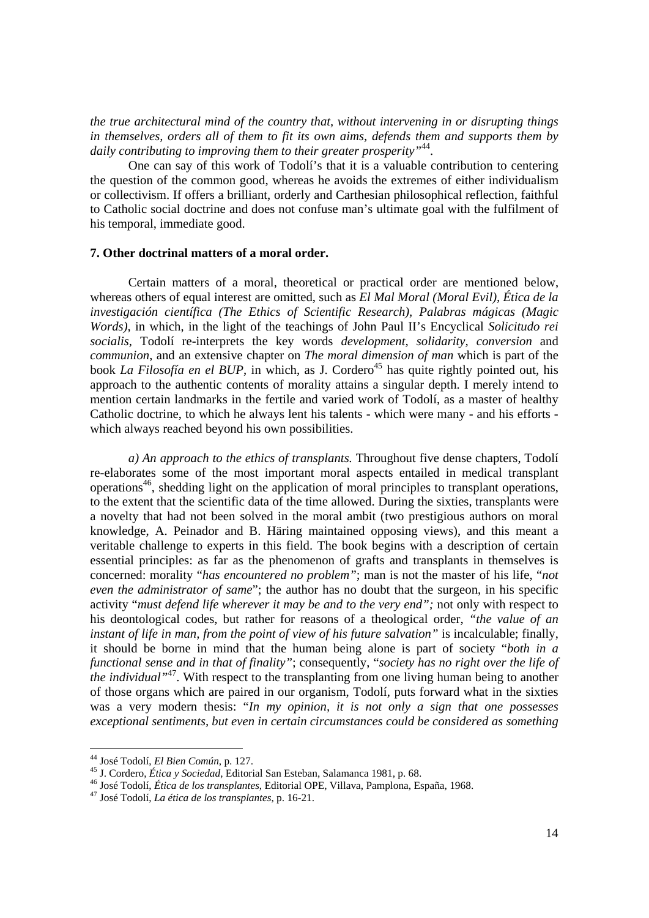*the true architectural mind of the country that, without intervening in or disrupting things in themselves, orders all of them to fit its own aims, defends them and supports them by daily contributing to improving them to their greater prosperity"*[44].

One can say of this work of Todolí's that it is a valuable contribution to centering the question of the common good, whereas he avoids the extremes of either individualism or collectivism. If offers a brilliant, orderly and Carthesian philosophical reflection, faithful to Catholic social doctrine and does not confuse man's ultimate goal with the fulfilment of his temporal, immediate good.

### 7. Other doctrinal matters of a moral order.

Certain matters of a moral, theoretical or practical order are mentioned below, whereas others of equal interest are omitted, such as *El Mal Moral (Moral Evil)*, *Ética de la investigación científica (The Ethics of Scientific Research)*, *Palabras mágicas (Magic Words)*, in which, in the light of the teachings of John Paul II's Encyclical *Solicitudo rei socialis*, Todolí re-interprets the key words *development, solidarity, conversion* and *communion*, and an extensive chapter on *The moral dimension of man* which is part of the book *La Filosofía en el BUP*, in which, as J. Cordero[45] has quite rightly pointed out, his approach to the authentic contents of morality attains a singular depth. I merely intend to mention certain landmarks in the fertile and varied work of Todolí, as a master of healthy Catholic doctrine, to which he always lent his talents - which were many - and his efforts - which always reached beyond his own possibilities.

*a) An approach to the ethics of transplants.* Throughout five dense chapters, Todolí re-elaborates some of the most important moral aspects entailed in medical transplant operations[46], shedding light on the application of moral principles to transplant operations, to the extent that the scientific data of the time allowed. During the sixties, transplants were a novelty that had not been solved in the moral ambit (two prestigious authors on moral knowledge, A. Peinador and B. Häring maintained opposing views), and this meant a veritable challenge to experts in this field. The book begins with a description of certain essential principles: as far as the phenomenon of grafts and transplants in themselves is concerned: morality "*has encountered no problem"*; man is not the master of his life, "*not even the administrator of same*"; the author has no doubt that the surgeon, in his specific activity "*must defend life wherever it may be and to the very end";* not only with respect to his deontological codes, but rather for reasons of a theological order, *"the value of an instant of life in man, from the point of view of his future salvation"* is incalculable; finally, it should be borne in mind that the human being alone is part of society "*both in a functional sense and in that of finality"*; consequently, "*society has no right over the life of the individual"*[47]. With respect to the transplanting from one living human being to another of those organs which are paired in our organism, Todolí, puts forward what in the sixties was a very modern thesis: "*In my opinion, it is not only a sign that one possesses exceptional sentiments, but even in certain circumstances could be considered as something*

---

[44] José Todolí, *El Bien Común*, p. 127.

[45] J. Cordero, *Ética y Sociedad*, Editorial San Esteban, Salamanca 1981, p. 68.

[46] José Todolí, *Ética de los transplantes*, Editorial OPE, Villava, Pamplona, España, 1968.

[47] José Todolí, *La ética de los transplantes*, p. 16-21.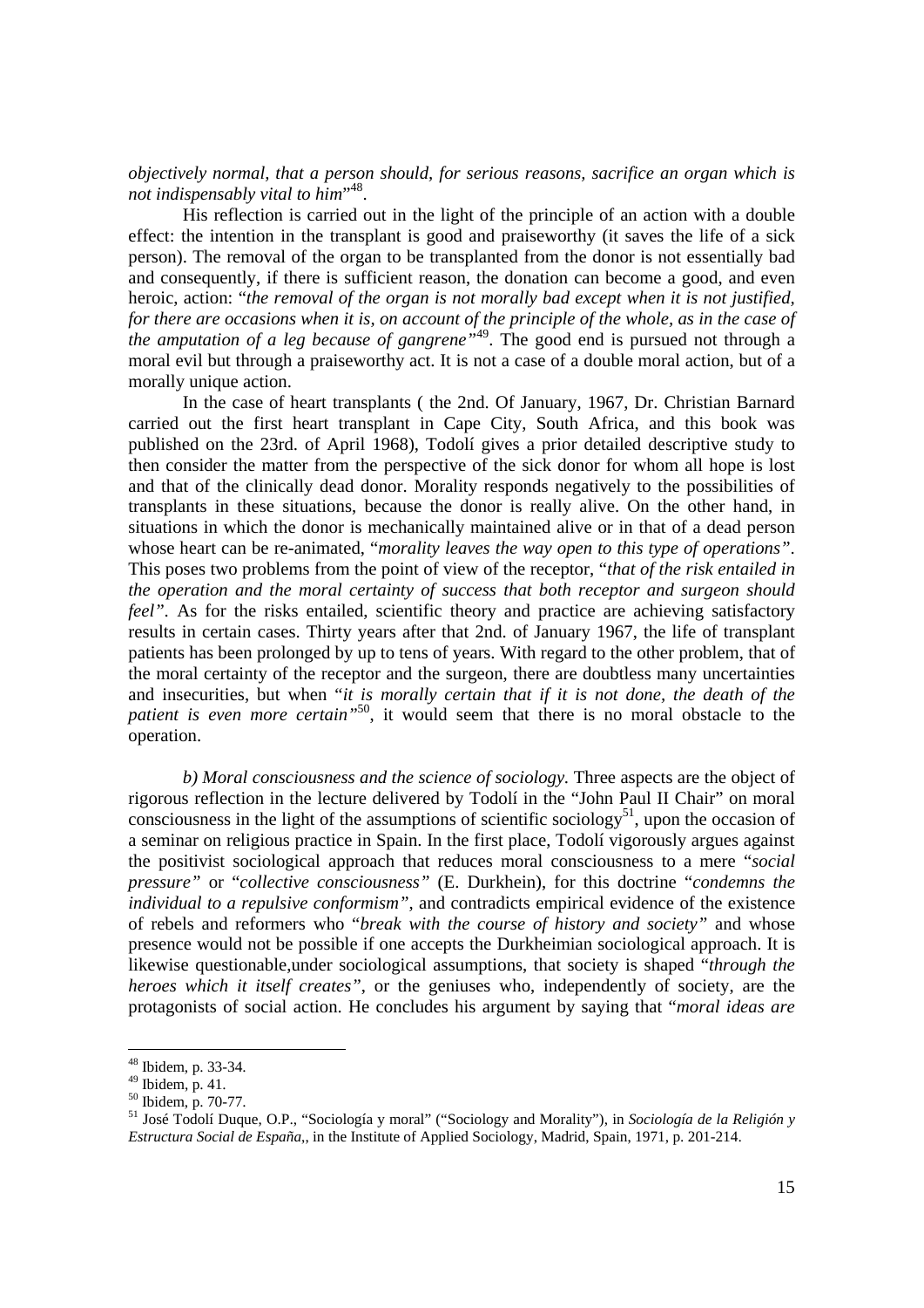*objectively normal, that a person should, for serious reasons, sacrifice an organ which is not indispensably vital to him*"[48].

His reflection is carried out in the light of the principle of an action with a double effect: the intention in the transplant is good and praiseworthy (it saves the life of a sick person). The removal of the organ to be transplanted from the donor is not essentially bad and consequently, if there is sufficient reason, the donation can become a good, and even heroic, action: "*the removal of the organ is not morally bad except when it is not justified, for there are occasions when it is, on account of the principle of the whole, as in the case of the amputation of a leg because of gangrene"*[49]. The good end is pursued not through a moral evil but through a praiseworthy act. It is not a case of a double moral action, but of a morally unique action.

In the case of heart transplants ( the 2nd. Of January, 1967, Dr. Christian Barnard carried out the first heart transplant in Cape City, South Africa, and this book was published on the 23rd. of April 1968), Todolí gives a prior detailed descriptive study to then consider the matter from the perspective of the sick donor for whom all hope is lost and that of the clinically dead donor. Morality responds negatively to the possibilities of transplants in these situations, because the donor is really alive. On the other hand, in situations in which the donor is mechanically maintained alive or in that of a dead person whose heart can be re-animated, "*morality leaves the way open to this type of operations"*. This poses two problems from the point of view of the receptor, "*that of the risk entailed in the operation and the moral certainty of success that both receptor and surgeon should feel"*. As for the risks entailed, scientific theory and practice are achieving satisfactory results in certain cases. Thirty years after that 2nd. of January 1967, the life of transplant patients has been prolonged by up to tens of years. With regard to the other problem, that of the moral certainty of the receptor and the surgeon, there are doubtless many uncertainties and insecurities, but when "*it is morally certain that if it is not done, the death of the patient is even more certain"*[50], it would seem that there is no moral obstacle to the operation.

*b) Moral consciousness and the science of sociology.* Three aspects are the object of rigorous reflection in the lecture delivered by Todolí in the "John Paul II Chair" on moral consciousness in the light of the assumptions of scientific sociology[51], upon the occasion of a seminar on religious practice in Spain. In the first place, Todolí vigorously argues against the positivist sociological approach that reduces moral consciousness to a mere "*social pressure"* or "*collective consciousness"* (E. Durkhein), for this doctrine "*condemns the individual to a repulsive conformism"*, and contradicts empirical evidence of the existence of rebels and reformers who "*break with the course of history and society"* and whose presence would not be possible if one accepts the Durkheimian sociological approach. It is likewise questionable,under sociological assumptions, that society is shaped "*through the heroes which it itself creates"*, or the geniuses who, independently of society, are the protagonists of social action. He concludes his argument by saying that "*moral ideas are*

---

[48] Ibidem, p. 33-34.

[49] Ibidem, p. 41.

[50] Ibidem, p. 70-77.

[51] José Todolí Duque, O.P., "Sociología y moral" ("Sociology and Morality"), in *Sociología de la Religión y Estructura Social de España*,, in the Institute of Applied Sociology, Madrid, Spain, 1971, p. 201-214.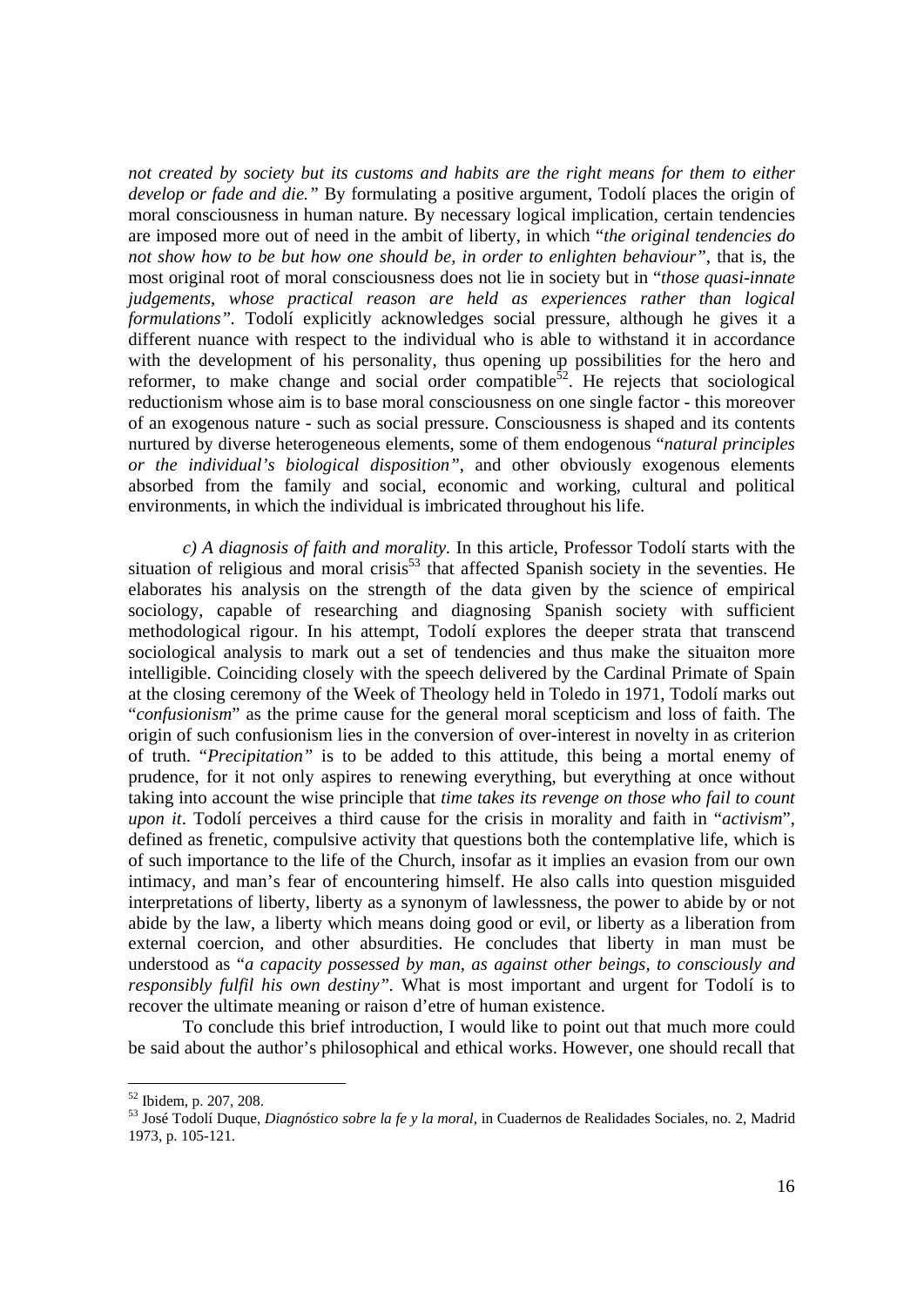*not created by society but its customs and habits are the right means for them to either develop or fade and die."* By formulating a positive argument, Todolí places the origin of moral consciousness in human nature. By necessary logical implication, certain tendencies are imposed more out of need in the ambit of liberty, in which "*the original tendencies do not show how to be but how one should be, in order to enlighten behaviour"*, that is, the most original root of moral consciousness does not lie in society but in "*those quasi-innate judgements, whose practical reason are held as experiences rather than logical formulations"*. Todolí explicitly acknowledges social pressure, although he gives it a different nuance with respect to the individual who is able to withstand it in accordance with the development of his personality, thus opening up possibilities for the hero and reformer, to make change and social order compatible[52]. He rejects that sociological reductionism whose aim is to base moral consciousness on one single factor - this moreover of an exogenous nature - such as social pressure. Consciousness is shaped and its contents nurtured by diverse heterogeneous elements, some of them endogenous "*natural principles or the individual's biological disposition"*, and other obviously exogenous elements absorbed from the family and social, economic and working, cultural and political environments, in which the individual is imbricated throughout his life.

*c) A diagnosis of faith and morality.* In this article, Professor Todolí starts with the situation of religious and moral crisis[53] that affected Spanish society in the seventies. He elaborates his analysis on the strength of the data given by the science of empirical sociology, capable of researching and diagnosing Spanish society with sufficient methodological rigour. In his attempt, Todolí explores the deeper strata that transcend sociological analysis to mark out a set of tendencies and thus make the situaiton more intelligible. Coinciding closely with the speech delivered by the Cardinal Primate of Spain at the closing ceremony of the Week of Theology held in Toledo in 1971, Todolí marks out "*confusionism*" as the prime cause for the general moral scepticism and loss of faith. The origin of such confusionism lies in the conversion of over-interest in novelty in as criterion of truth. "*Precipitation"* is to be added to this attitude, this being a mortal enemy of prudence, for it not only aspires to renewing everything, but everything at once without taking into account the wise principle that *time takes its revenge on those who fail to count upon it*. Todolí perceives a third cause for the crisis in morality and faith in "*activism*", defined as frenetic, compulsive activity that questions both the contemplative life, which is of such importance to the life of the Church, insofar as it implies an evasion from our own intimacy, and man's fear of encountering himself. He also calls into question misguided interpretations of liberty, liberty as a synonym of lawlessness, the power to abide by or not abide by the law, a liberty which means doing good or evil, or liberty as a liberation from external coercion, and other absurdities. He concludes that liberty in man must be understood as "*a capacity possessed by man, as against other beings, to consciously and responsibly fulfil his own destiny"*. What is most important and urgent for Todolí is to recover the ultimate meaning or raison d'etre of human existence.

To conclude this brief introduction, I would like to point out that much more could be said about the author's philosophical and ethical works. However, one should recall that

---

[52] Ibidem, p. 207, 208.

[53] José Todolí Duque, *Diagnóstico sobre la fe y la moral*, in Cuadernos de Realidades Sociales, no. 2, Madrid 1973, p. 105-121.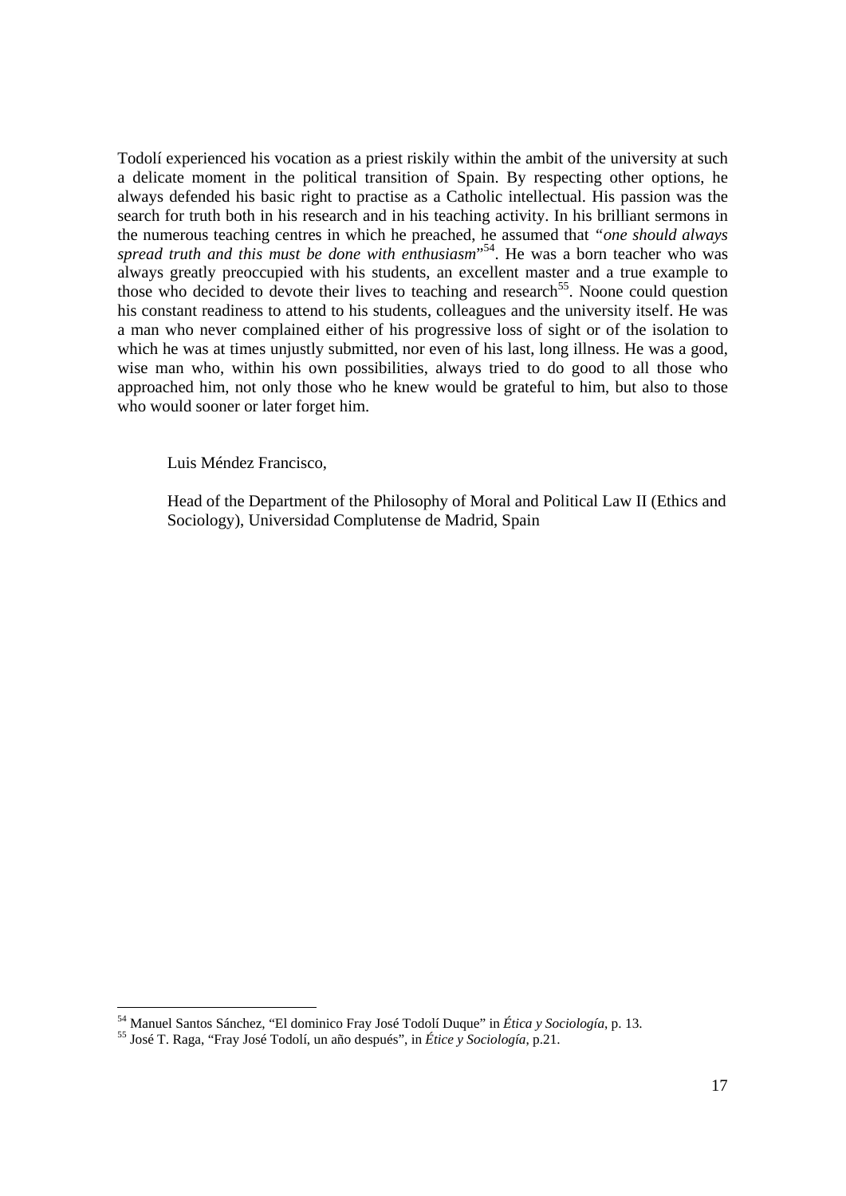Todolí experienced his vocation as a priest riskily within the ambit of the university at such a delicate moment in the political transition of Spain. By respecting other options, he always defended his basic right to practise as a Catholic intellectual. His passion was the search for truth both in his research and in his teaching activity. In his brilliant sermons in the numerous teaching centres in which he preached, he assumed that *"one should always spread truth and this must be done with enthusiasm"*[54]. He was a born teacher who was always greatly preoccupied with his students, an excellent master and a true example to those who decided to devote their lives to teaching and research[55]. Noone could question his constant readiness to attend to his students, colleagues and the university itself. He was a man who never complained either of his progressive loss of sight or of the isolation to which he was at times unjustly submitted, nor even of his last, long illness. He was a good, wise man who, within his own possibilities, always tried to do good to all those who approached him, not only those who he knew would be grateful to him, but also to those who would sooner or later forget him.

Luis Méndez Francisco,

Head of the Department of the Philosophy of Moral and Political Law II (Ethics and Sociology), Universidad Complutense de Madrid, Spain

---

[54] Manuel Santos Sánchez, "El dominico Fray José Todolí Duque" in *Ética y Sociología*, p. 13.

[55] José T. Raga, "Fray José Todolí, un año después", in *Étice y Sociología*, p.21.